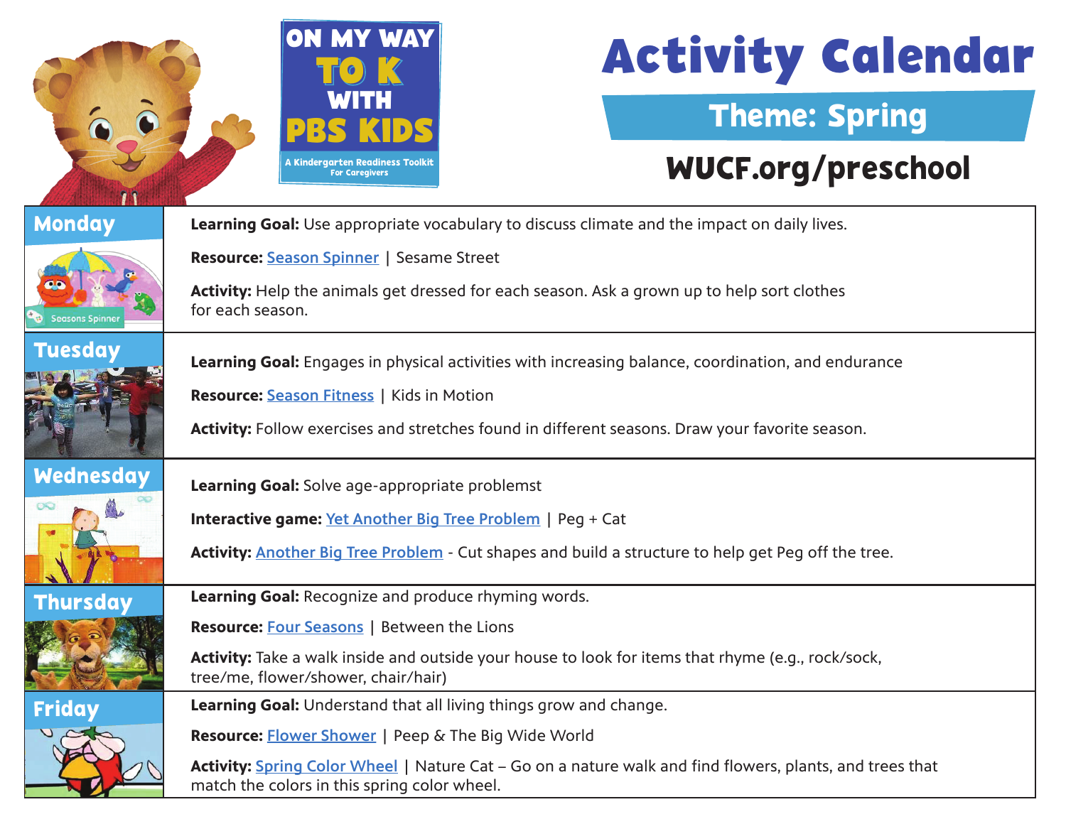ON MY WAY TO K WITH PBS KIDS

A Kindergarten Readiness Toolkit For Caregivers

# Activity Calendar

## Theme: Spring

**WUCF.org/preschool**

| Day | Details |
|---|---|
| **Monday** | **Learning Goal:** Use appropriate vocabulary to discuss climate and the impact on daily lives.<br><br>**Resource:** Season Spinner \| Sesame Street<br><br>**Activity:** Help the animals get dressed for each season. Ask a grown up to help sort clothes for each season. |
| **Tuesday** | **Learning Goal:** Engages in physical activities with increasing balance, coordination, and endurance<br><br>**Resource:** Season Fitness \| Kids in Motion<br><br>**Activity:** Follow exercises and stretches found in different seasons. Draw your favorite season. |
| **Wednesday** | **Learning Goal:** Solve age-appropriate problemst<br><br>**Interactive game:** Yet Another Big Tree Problem \| Peg + Cat<br><br>**Activity:** Another Big Tree Problem - Cut shapes and build a structure to help get Peg off the tree. |
| **Thursday** | **Learning Goal:** Recognize and produce rhyming words.<br><br>**Resource:** Four Seasons \| Between the Lions<br><br>**Activity:** Take a walk inside and outside your house to look for items that rhyme (e.g., rock/sock, tree/me, flower/shower, chair/hair) |
| **Friday** | **Learning Goal:** Understand that all living things grow and change.<br><br>**Resource:** Flower Shower \| Peep & The Big Wide World<br><br>**Activity:** Spring Color Wheel \| Nature Cat – Go on a nature walk and find flowers, plants, and trees that match the colors in this spring color wheel. |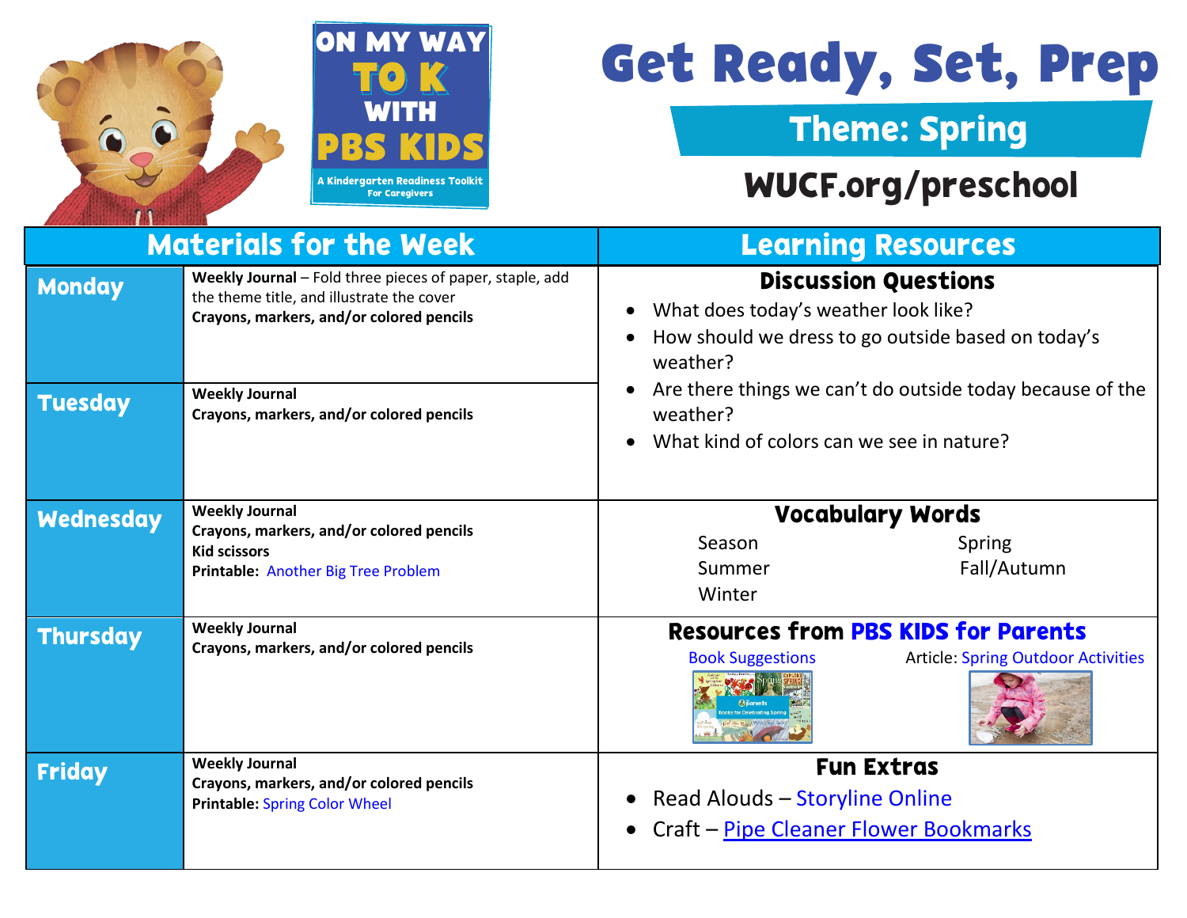ON MY WAY TO K WITH PBS KIDS

A Kindergarten Readiness Toolkit For Caregivers

# Get Ready, Set, Prep

## Theme: Spring

**WUCF.org/preschool**

## Materials for the Week

| | |
|---|---|
| **Monday** | **Weekly Journal** – Fold three pieces of paper, staple, add the theme title, and illustrate the cover<br>**Crayons, markers, and/or colored pencils** |
| **Tuesday** | **Weekly Journal**<br>**Crayons, markers, and/or colored pencils** |
| **Wednesday** | **Weekly Journal**<br>**Crayons, markers, and/or colored pencils**<br>**Kid scissors**<br>**Printable:** Another Big Tree Problem |
| **Thursday** | **Weekly Journal**<br>**Crayons, markers, and/or colored pencils** |
| **Friday** | **Weekly Journal**<br>**Crayons, markers, and/or colored pencils**<br>**Printable:** Spring Color Wheel |

## Learning Resources

### Discussion Questions

- What does today's weather look like?
- How should we dress to go outside based on today's weather?
- Are there things we can't do outside today because of the weather?
- What kind of colors can we see in nature?

### Vocabulary Words

Season
Spring
Summer
Fall/Autumn
Winter

### Resources from PBS KIDS for Parents

Book Suggestions

Article: Spring Outdoor Activities

### Fun Extras

- Read Alouds – Storyline Online
- Craft – Pipe Cleaner Flower Bookmarks